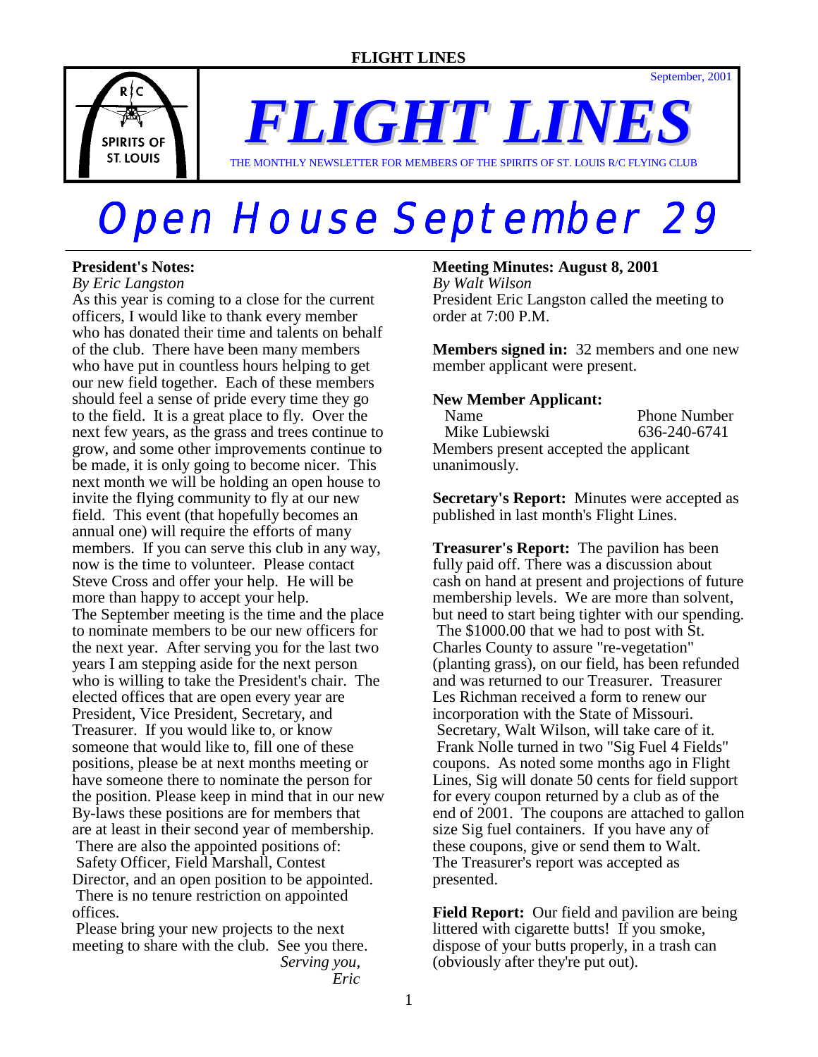# FLIGHT LINES

September, 2001

THE MONTHLY NEWSLETTER FOR MEMBERS OF THE SPIRITS OF ST. LOUIS R/C FLYING CLUB

# Open House September 29

**President's Notes:**
*By Eric Langston*

As this year is coming to a close for the current officers, I would like to thank every member who has donated their time and talents on behalf of the club. There have been many members who have put in countless hours helping to get our new field together. Each of these members should feel a sense of pride every time they go to the field. It is a great place to fly. Over the next few years, as the grass and trees continue to grow, and some other improvements continue to be made, it is only going to become nicer. This next month we will be holding an open house to invite the flying community to fly at our new field. This event (that hopefully becomes an annual one) will require the efforts of many members. If you can serve this club in any way, now is the time to volunteer. Please contact Steve Cross and offer your help. He will be more than happy to accept your help.

The September meeting is the time and the place to nominate members to be our new officers for the next year. After serving you for the last two years I am stepping aside for the next person who is willing to take the President's chair. The elected offices that are open every year are President, Vice President, Secretary, and Treasurer. If you would like to, or know someone that would like to, fill one of these positions, please be at next months meeting or have someone there to nominate the person for the position. Please keep in mind that in our new By-laws these positions are for members that are at least in their second year of membership.

There are also the appointed positions of: Safety Officer, Field Marshall, Contest Director, and an open position to be appointed.

There is no tenure restriction on appointed offices.

Please bring your new projects to the next meeting to share with the club. See you there.

*Serving you,*
*Eric*

**Meeting Minutes: August 8, 2001**
*By Walt Wilson*

President Eric Langston called the meeting to order at 7:00 P.M.

**Members signed in:** 32 members and one new member applicant were present.

**New Member Applicant:**

| Name | Phone Number |
|---|---|
| Mike Lubiewski | 636-240-6741 |

Members present accepted the applicant unanimously.

**Secretary's Report:** Minutes were accepted as published in last month's Flight Lines.

**Treasurer's Report:** The pavilion has been fully paid off. There was a discussion about cash on hand at present and projections of future membership levels. We are more than solvent, but need to start being tighter with our spending.

The $1000.00 that we had to post with St. Charles County to assure "re-vegetation" (planting grass), on our field, has been refunded and was returned to our Treasurer. Treasurer Les Richman received a form to renew our incorporation with the State of Missouri.

Secretary, Walt Wilson, will take care of it.

Frank Nolle turned in two "Sig Fuel 4 Fields" coupons. As noted some months ago in Flight Lines, Sig will donate 50 cents for field support for every coupon returned by a club as of the end of 2001. The coupons are attached to gallon size Sig fuel containers. If you have any of these coupons, give or send them to Walt.

The Treasurer's report was accepted as presented.

**Field Report:** Our field and pavilion are being littered with cigarette butts! If you smoke, dispose of your butts properly, in a trash can (obviously after they're put out).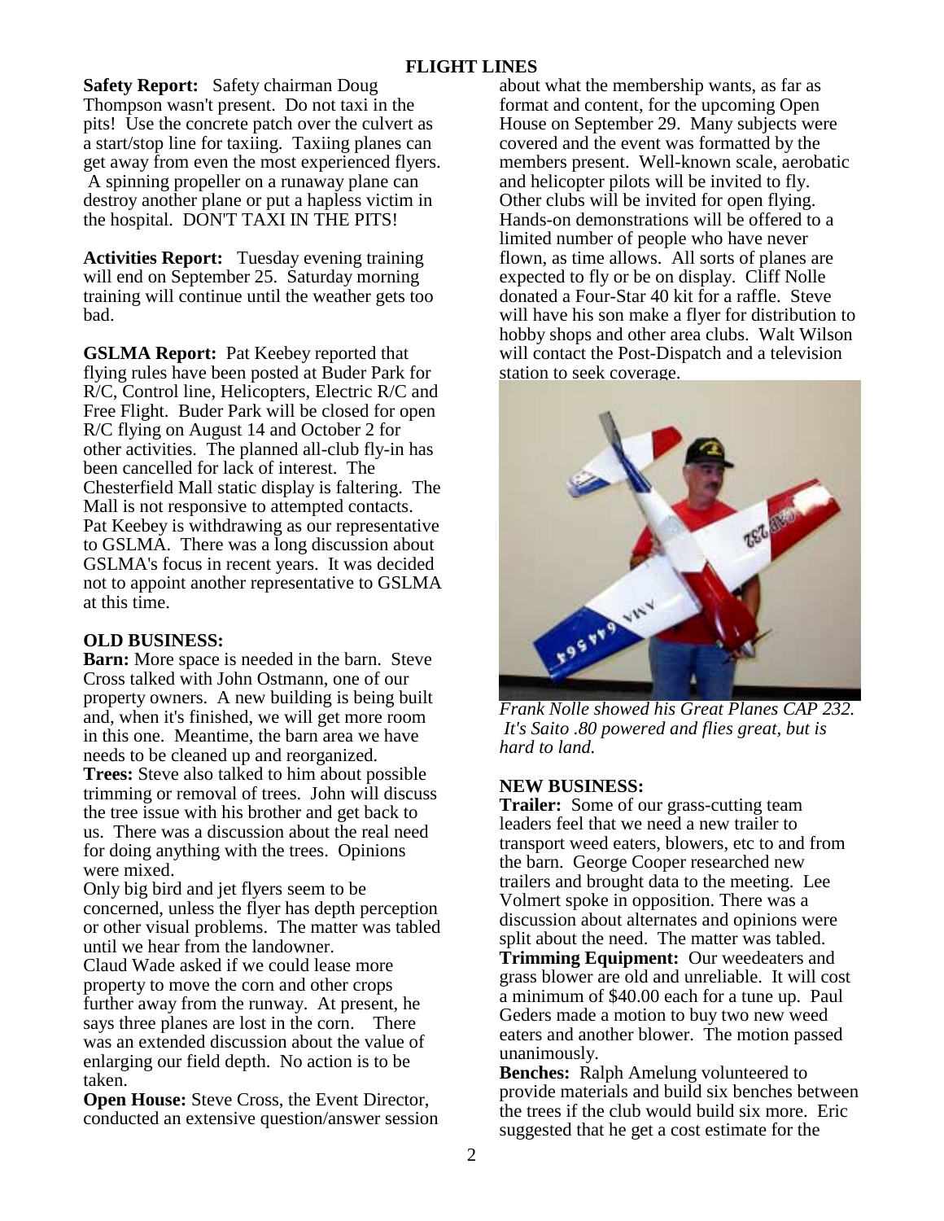# FLIGHT LINES

**Safety Report:** Safety chairman Doug Thompson wasn't present. Do not taxi in the pits! Use the concrete patch over the culvert as a start/stop line for taxiing. Taxiing planes can get away from even the most experienced flyers. A spinning propeller on a runaway plane can destroy another plane or put a hapless victim in the hospital. DON'T TAXI IN THE PITS!

**Activities Report:** Tuesday evening training will end on September 25. Saturday morning training will continue until the weather gets too bad.

**GSLMA Report:** Pat Keebey reported that flying rules have been posted at Buder Park for R/C, Control line, Helicopters, Electric R/C and Free Flight. Buder Park will be closed for open R/C flying on August 14 and October 2 for other activities. The planned all-club fly-in has been cancelled for lack of interest. The Chesterfield Mall static display is faltering. The Mall is not responsive to attempted contacts. Pat Keebey is withdrawing as our representative to GSLMA. There was a long discussion about GSLMA's focus in recent years. It was decided not to appoint another representative to GSLMA at this time.

## OLD BUSINESS:

**Barn:** More space is needed in the barn. Steve Cross talked with John Ostmann, one of our property owners. A new building is being built and, when it's finished, we will get more room in this one. Meantime, the barn area we have needs to be cleaned up and reorganized.

**Trees:** Steve also talked to him about possible trimming or removal of trees. John will discuss the tree issue with his brother and get back to us. There was a discussion about the real need for doing anything with the trees. Opinions were mixed.

Only big bird and jet flyers seem to be concerned, unless the flyer has depth perception or other visual problems. The matter was tabled until we hear from the landowner.

Claud Wade asked if we could lease more property to move the corn and other crops further away from the runway. At present, he says three planes are lost in the corn. There was an extended discussion about the value of enlarging our field depth. No action is to be taken.

**Open House:** Steve Cross, the Event Director, conducted an extensive question/answer session about what the membership wants, as far as format and content, for the upcoming Open House on September 29. Many subjects were covered and the event was formatted by the members present. Well-known scale, aerobatic and helicopter pilots will be invited to fly. Other clubs will be invited for open flying. Hands-on demonstrations will be offered to a limited number of people who have never flown, as time allows. All sorts of planes are expected to fly or be on display. Cliff Nolle donated a Four-Star 40 kit for a raffle. Steve will have his son make a flyer for distribution to hobby shops and other area clubs. Walt Wilson will contact the Post-Dispatch and a television station to seek coverage.

*Frank Nolle showed his Great Planes CAP 232. It's Saito .80 powered and flies great, but is hard to land.*

## NEW BUSINESS:

**Trailer:** Some of our grass-cutting team leaders feel that we need a new trailer to transport weed eaters, blowers, etc to and from the barn. George Cooper researched new trailers and brought data to the meeting. Lee Volmert spoke in opposition. There was a discussion about alternates and opinions were split about the need. The matter was tabled.

**Trimming Equipment:** Our weedeaters and grass blower are old and unreliable. It will cost a minimum of $40.00 each for a tune up. Paul Geders made a motion to buy two new weed eaters and another blower. The motion passed unanimously.

**Benches:** Ralph Amelung volunteered to provide materials and build six benches between the trees if the club would build six more. Eric suggested that he get a cost estimate for the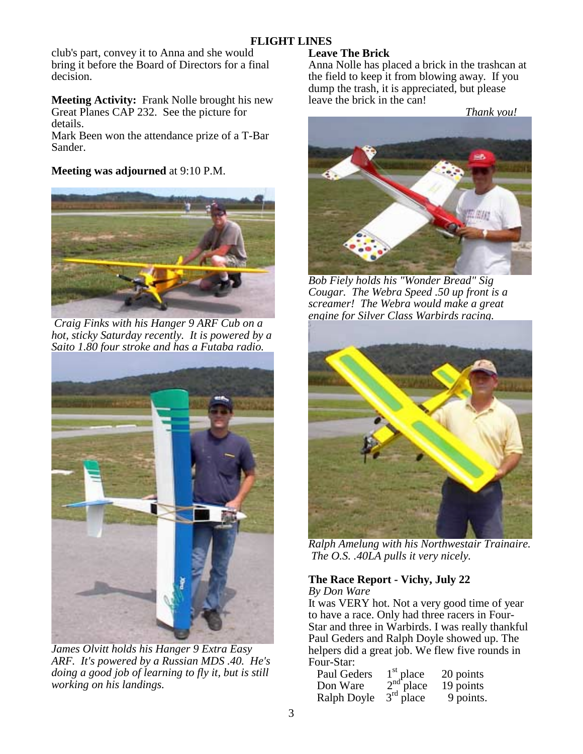club's part, convey it to Anna and she would bring it before the Board of Directors for a final decision.

**Meeting Activity:** Frank Nolle brought his new Great Planes CAP 232. See the picture for details.

Mark Been won the attendance prize of a T-Bar Sander.

**Meeting was adjourned** at 9:10 P.M.

*Craig Finks with his Hanger 9 ARF Cub on a hot, sticky Saturday recently. It is powered by a Saito 1.80 four stroke and has a Futaba radio.*

*James Olvitt holds his Hanger 9 Extra Easy ARF. It's powered by a Russian MDS .40. He's doing a good job of learning to fly it, but is still working on his landings.*

**Leave The Brick**

Anna Nolle has placed a brick in the trashcan at the field to keep it from blowing away. If you dump the trash, it is appreciated, but please leave the brick in the can!

*Thank you!*

*Bob Fiely holds his "Wonder Bread" Sig Cougar. The Webra Speed .50 up front is a screamer! The Webra would make a great engine for Silver Class Warbirds racing.*

*Ralph Amelung with his Northwestair Trainaire. The O.S. .40LA pulls it very nicely.*

**The Race Report - Vichy, July 22**

*By Don Ware*

It was VERY hot. Not a very good time of year to have a race. Only had three racers in Four-Star and three in Warbirds. I was really thankful Paul Geders and Ralph Doyle showed up. The helpers did a great job. We flew five rounds in Four-Star:

| | | |
|---|---|---|
| Paul Geders | 1st place | 20 points |
| Don Ware | 2nd place | 19 points |
| Ralph Doyle | 3rd place | 9 points. |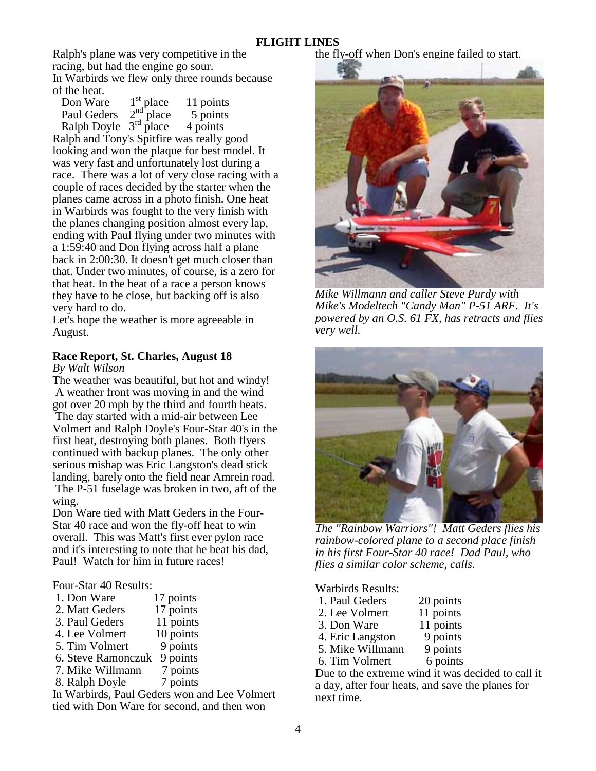Ralph's plane was very competitive in the racing, but had the engine go sour.

In Warbirds we flew only three rounds because of the heat.

| | | |
|---|---|---|
| Don Ware | 1st place | 11 points |
| Paul Geders | 2nd place | 5 points |
| Ralph Doyle | 3rd place | 4 points |

Ralph and Tony's Spitfire was really good looking and won the plaque for best model. It was very fast and unfortunately lost during a race. There was a lot of very close racing with a couple of races decided by the starter when the planes came across in a photo finish. One heat in Warbirds was fought to the very finish with the planes changing position almost every lap, ending with Paul flying under two minutes with a 1:59:40 and Don flying across half a plane back in 2:00:30. It doesn't get much closer than that. Under two minutes, of course, is a zero for that heat. In the heat of a race a person knows they have to be close, but backing off is also very hard to do.

Let's hope the weather is more agreeable in August.

## Race Report, St. Charles, August 18

*By Walt Wilson*

The weather was beautiful, but hot and windy! A weather front was moving in and the wind got over 20 mph by the third and fourth heats. The day started with a mid-air between Lee Volmert and Ralph Doyle's Four-Star 40's in the first heat, destroying both planes. Both flyers continued with backup planes. The only other serious mishap was Eric Langston's dead stick landing, barely onto the field near Amrein road. The P-51 fuselage was broken in two, aft of the wing.

Don Ware tied with Matt Geders in the Four-Star 40 race and won the fly-off heat to win overall. This was Matt's first ever pylon race and it's interesting to note that he beat his dad, Paul! Watch for him in future races!

Four-Star 40 Results:

| | |
|---|---|
| 1. Don Ware | 17 points |
| 2. Matt Geders | 17 points |
| 3. Paul Geders | 11 points |
| 4. Lee Volmert | 10 points |
| 5. Tim Volmert | 9 points |
| 6. Steve Ramonczuk | 9 points |
| 7. Mike Willmann | 7 points |
| 8. Ralph Doyle | 7 points |

In Warbirds, Paul Geders won and Lee Volmert tied with Don Ware for second, and then won the fly-off when Don's engine failed to start.

*Mike Willmann and caller Steve Purdy with Mike's Modeltech "Candy Man" P-51 ARF. It's powered by an O.S. 61 FX, has retracts and flies very well.*

*The "Rainbow Warriors"! Matt Geders flies his rainbow-colored plane to a second place finish in his first Four-Star 40 race! Dad Paul, who flies a similar color scheme, calls.*

Warbirds Results:

| | |
|---|---|
| 1. Paul Geders | 20 points |
| 2. Lee Volmert | 11 points |
| 3. Don Ware | 11 points |
| 4. Eric Langston | 9 points |
| 5. Mike Willmann | 9 points |
| 6. Tim Volmert | 6 points |

Due to the extreme wind it was decided to call it a day, after four heats, and save the planes for next time.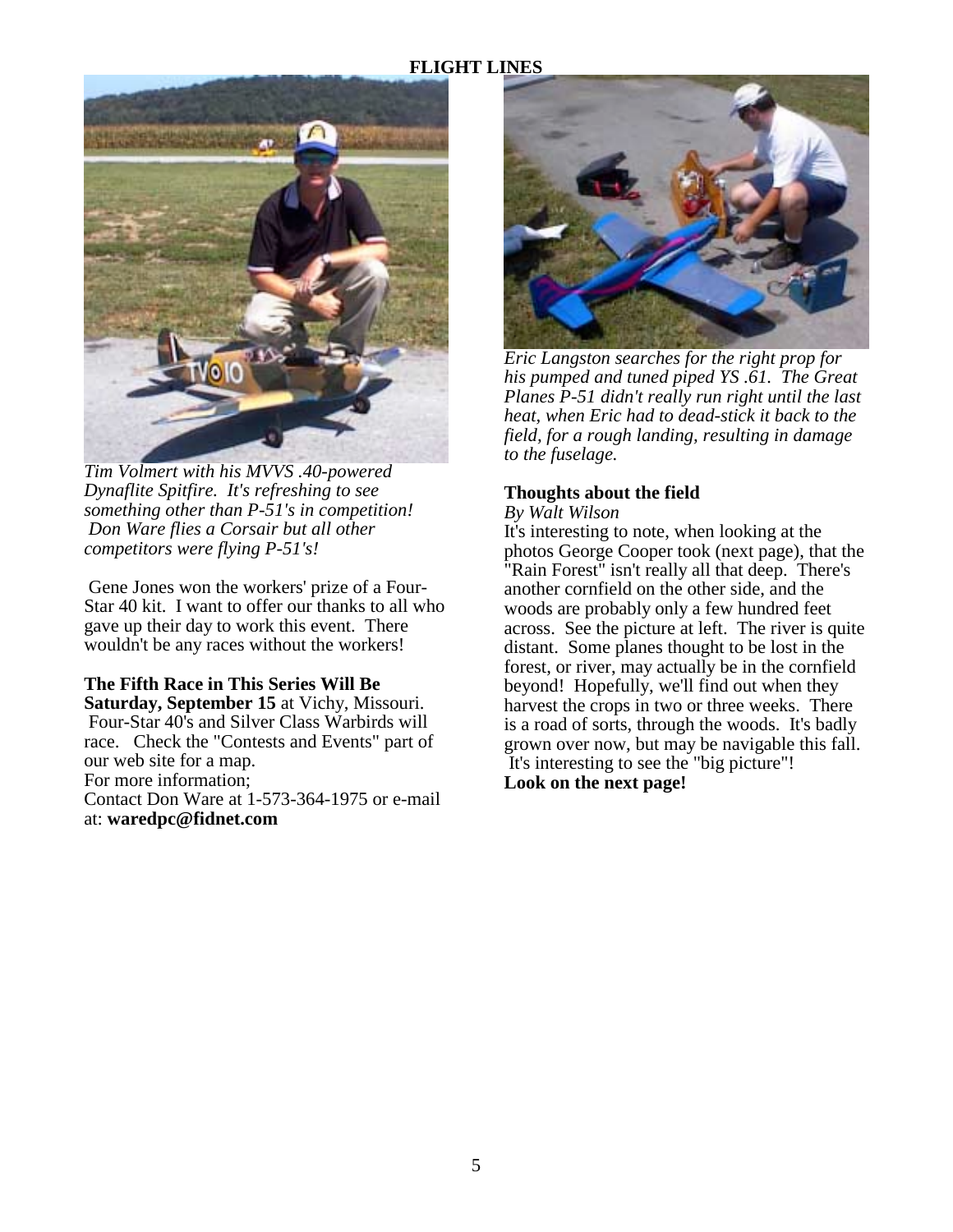*Tim Volmert with his MVVS .40-powered Dynaflite Spitfire. It's refreshing to see something other than P-51's in competition! Don Ware flies a Corsair but all other competitors were flying P-51's!*

Gene Jones won the workers' prize of a Four-Star 40 kit. I want to offer our thanks to all who gave up their day to work this event. There wouldn't be any races without the workers!

**The Fifth Race in This Series Will Be Saturday, September 15** at Vichy, Missouri. Four-Star 40's and Silver Class Warbirds will race. Check the "Contests and Events" part of our web site for a map.
For more information;
Contact Don Ware at 1-573-364-1975 or e-mail at: **waredpc@fidnet.com**

*Eric Langston searches for the right prop for his pumped and tuned piped YS .61. The Great Planes P-51 didn't really run right until the last heat, when Eric had to dead-stick it back to the field, for a rough landing, resulting in damage to the fuselage.*

**Thoughts about the field**
*By Walt Wilson*
It's interesting to note, when looking at the photos George Cooper took (next page), that the "Rain Forest" isn't really all that deep. There's another cornfield on the other side, and the woods are probably only a few hundred feet across. See the picture at left. The river is quite distant. Some planes thought to be lost in the forest, or river, may actually be in the cornfield beyond! Hopefully, we'll find out when they harvest the crops in two or three weeks. There is a road of sorts, through the woods. It's badly grown over now, but may be navigable this fall. It's interesting to see the "big picture"!
**Look on the next page!**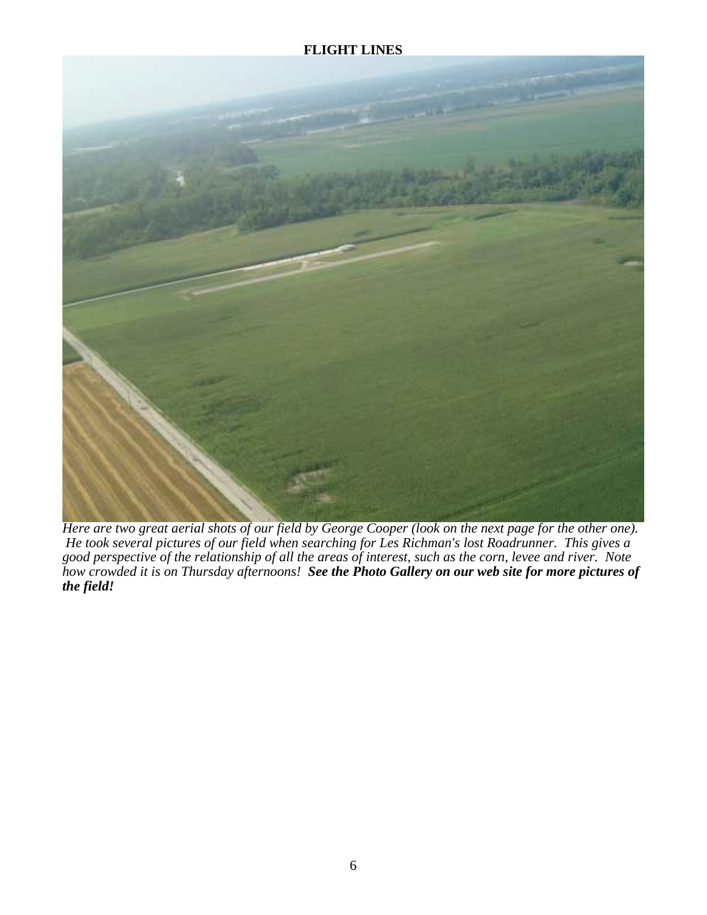*Here are two great aerial shots of our field by George Cooper (look on the next page for the other one). He took several pictures of our field when searching for Les Richman's lost Roadrunner. This gives a good perspective of the relationship of all the areas of interest, such as the corn, levee and river. Note how crowded it is on Thursday afternoons!* ***See the Photo Gallery on our web site for more pictures of the field!***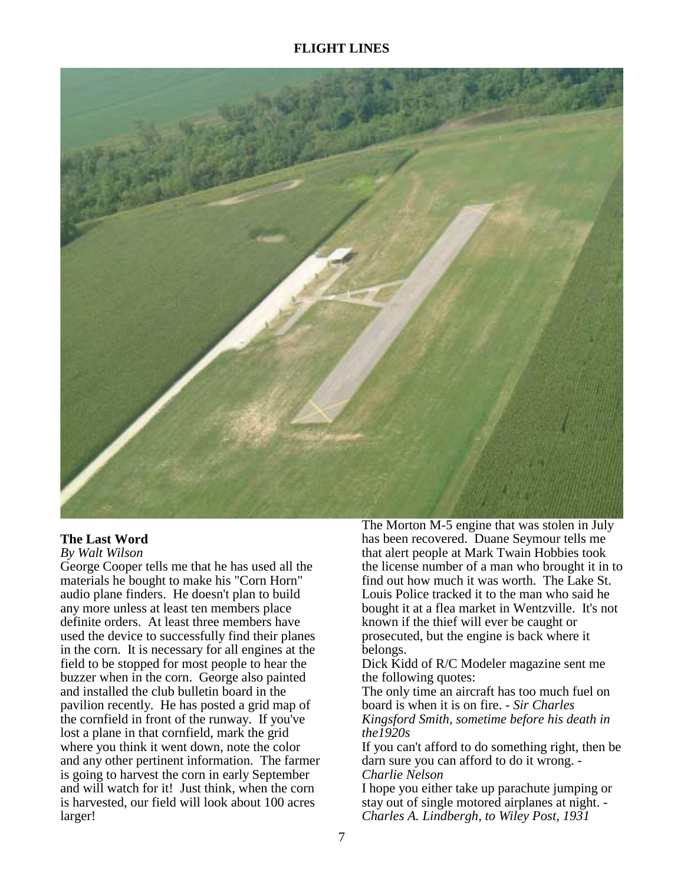## The Last Word

*By Walt Wilson*

George Cooper tells me that he has used all the materials he bought to make his "Corn Horn" audio plane finders. He doesn't plan to build any more unless at least ten members place definite orders. At least three members have used the device to successfully find their planes in the corn. It is necessary for all engines at the field to be stopped for most people to hear the buzzer when in the corn. George also painted and installed the club bulletin board in the pavilion recently. He has posted a grid map of the cornfield in front of the runway. If you've lost a plane in that cornfield, mark the grid where you think it went down, note the color and any other pertinent information. The farmer is going to harvest the corn in early September and will watch for it! Just think, when the corn is harvested, our field will look about 100 acres larger!

The Morton M-5 engine that was stolen in July has been recovered. Duane Seymour tells me that alert people at Mark Twain Hobbies took the license number of a man who brought it in to find out how much it was worth. The Lake St. Louis Police tracked it to the man who said he bought it at a flea market in Wentzville. It's not known if the thief will ever be caught or prosecuted, but the engine is back where it belongs.

Dick Kidd of R/C Modeler magazine sent me the following quotes:

The only time an aircraft has too much fuel on board is when it is on fire. - *Sir Charles Kingsford Smith, sometime before his death in the1920s*

If you can't afford to do something right, then be darn sure you can afford to do it wrong. - *Charlie Nelson*

I hope you either take up parachute jumping or stay out of single motored airplanes at night. - *Charles A. Lindbergh, to Wiley Post, 1931*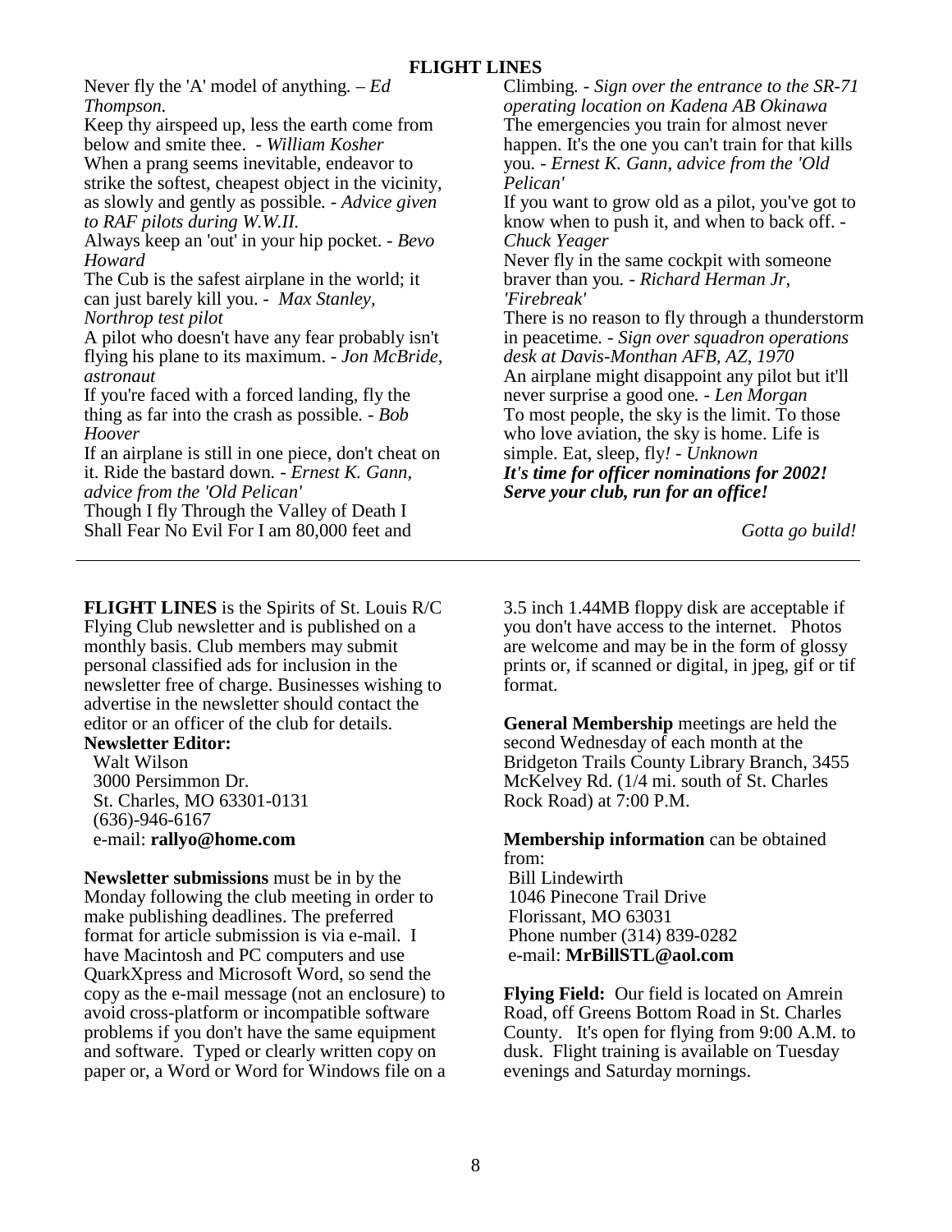## FLIGHT LINES

Never fly the 'A' model of anything. – *Ed Thompson.*

Keep thy airspeed up, less the earth come from below and smite thee. - *William Kosher*

When a prang seems inevitable, endeavor to strike the softest, cheapest object in the vicinity, as slowly and gently as possible. - *Advice given to RAF pilots during W.W.II.*

Always keep an 'out' in your hip pocket. - *Bevo Howard*

The Cub is the safest airplane in the world; it can just barely kill you. - *Max Stanley, Northrop test pilot*

A pilot who doesn't have any fear probably isn't flying his plane to its maximum. - *Jon McBride, astronaut*

If you're faced with a forced landing, fly the thing as far into the crash as possible. - *Bob Hoover*

If an airplane is still in one piece, don't cheat on it. Ride the bastard down. - *Ernest K. Gann, advice from the 'Old Pelican'*

Though I fly Through the Valley of Death I Shall Fear No Evil For I am 80,000 feet and Climbing. - *Sign over the entrance to the SR-71 operating location on Kadena AB Okinawa*

The emergencies you train for almost never happen. It's the one you can't train for that kills you. - *Ernest K. Gann, advice from the 'Old Pelican'*

If you want to grow old as a pilot, you've got to know when to push it, and when to back off. - *Chuck Yeager*

Never fly in the same cockpit with someone braver than you. - *Richard Herman Jr, 'Firebreak'*

There is no reason to fly through a thunderstorm in peacetime. - *Sign over squadron operations desk at Davis-Monthan AFB, AZ, 1970*

An airplane might disappoint any pilot but it'll never surprise a good one. - *Len Morgan*

To most people, the sky is the limit. To those who love aviation, the sky is home. Life is simple. Eat, sleep, fly! - *Unknown*

***It's time for officer nominations for 2002! Serve your club, run for an office!***

*Gotta go build!*

---

**FLIGHT LINES** is the Spirits of St. Louis R/C Flying Club newsletter and is published on a monthly basis. Club members may submit personal classified ads for inclusion in the newsletter free of charge. Businesses wishing to advertise in the newsletter should contact the editor or an officer of the club for details.

**Newsletter Editor:**
Walt Wilson
3000 Persimmon Dr.
St. Charles, MO 63301-0131
(636)-946-6167
e-mail: **rallyo@home.com**

**Newsletter submissions** must be in by the Monday following the club meeting in order to make publishing deadlines. The preferred format for article submission is via e-mail. I have Macintosh and PC computers and use QuarkXpress and Microsoft Word, so send the copy as the e-mail message (not an enclosure) to avoid cross-platform or incompatible software problems if you don't have the same equipment and software. Typed or clearly written copy on paper or, a Word or Word for Windows file on a 3.5 inch 1.44MB floppy disk are acceptable if you don't have access to the internet. Photos are welcome and may be in the form of glossy prints or, if scanned or digital, in jpeg, gif or tif format.

**General Membership** meetings are held the second Wednesday of each month at the Bridgeton Trails County Library Branch, 3455 McKelvey Rd. (1/4 mi. south of St. Charles Rock Road) at 7:00 P.M.

**Membership information** can be obtained from:
Bill Lindewirth
1046 Pinecone Trail Drive
Florissant, MO 63031
Phone number (314) 839-0282
e-mail: **MrBillSTL@aol.com**

**Flying Field:** Our field is located on Amrein Road, off Greens Bottom Road in St. Charles County. It's open for flying from 9:00 A.M. to dusk. Flight training is available on Tuesday evenings and Saturday mornings.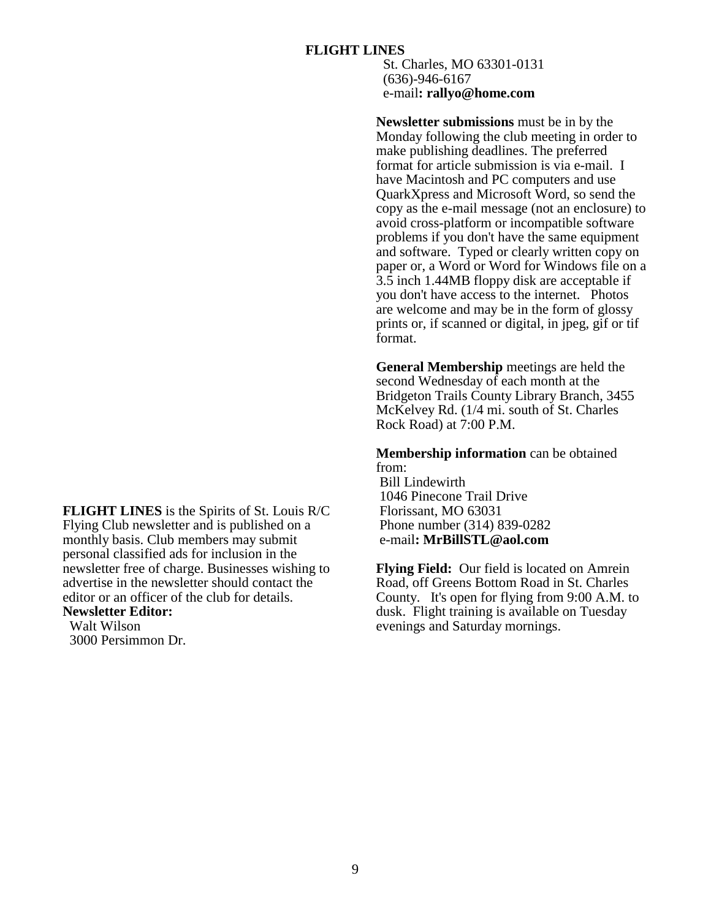**FLIGHT LINES** is the Spirits of St. Louis R/C Flying Club newsletter and is published on a monthly basis. Club members may submit personal classified ads for inclusion in the newsletter free of charge. Businesses wishing to advertise in the newsletter should contact the editor or an officer of the club for details.

**Newsletter Editor:**

Walt Wilson
3000 Persimmon Dr.

**FLIGHT LINES**

St. Charles, MO 63301-0131
(636)-946-6167
e-mail**: rallyo@home.com**

**Newsletter submissions** must be in by the Monday following the club meeting in order to make publishing deadlines. The preferred format for article submission is via e-mail. I have Macintosh and PC computers and use QuarkXpress and Microsoft Word, so send the copy as the e-mail message (not an enclosure) to avoid cross-platform or incompatible software problems if you don't have the same equipment and software. Typed or clearly written copy on paper or, a Word or Word for Windows file on a 3.5 inch 1.44MB floppy disk are acceptable if you don't have access to the internet. Photos are welcome and may be in the form of glossy prints or, if scanned or digital, in jpeg, gif or tif format.

**General Membership** meetings are held the second Wednesday of each month at the Bridgeton Trails County Library Branch, 3455 McKelvey Rd. (1/4 mi. south of St. Charles Rock Road) at 7:00 P.M.

**Membership information** can be obtained from:

Bill Lindewirth
1046 Pinecone Trail Drive
Florissant, MO 63031
Phone number (314) 839-0282
e-mail**: MrBillSTL@aol.com**

**Flying Field:** Our field is located on Amrein Road, off Greens Bottom Road in St. Charles County. It's open for flying from 9:00 A.M. to dusk. Flight training is available on Tuesday evenings and Saturday mornings.